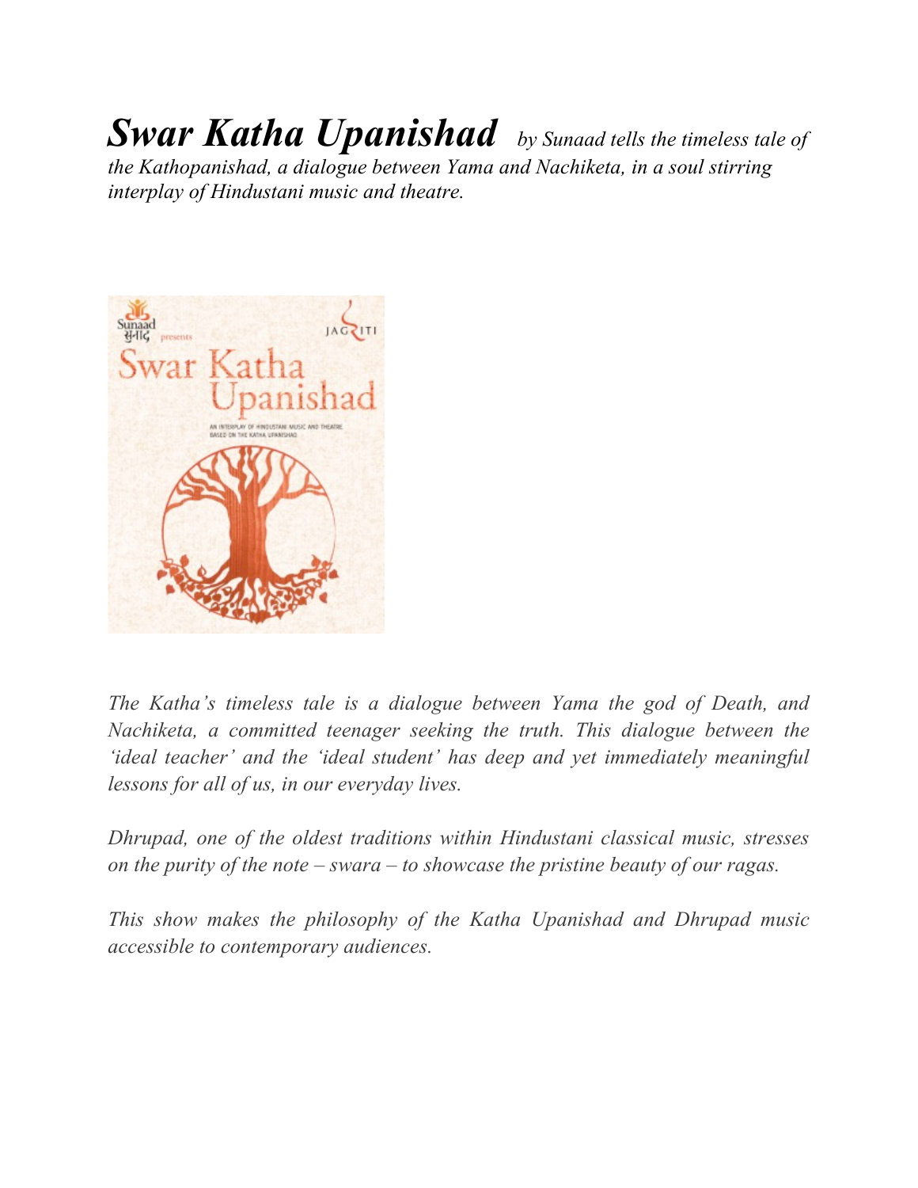***Swar Katha Upanishad*** *by Sunaad tells the timeless tale of the Kathopanishad, a dialogue between Yama and Nachiketa, in a soul stirring interplay of Hindustani music and theatre.*

*The Katha's timeless tale is a dialogue between Yama the god of Death, and Nachiketa, a committed teenager seeking the truth. This dialogue between the 'ideal teacher' and the 'ideal student' has deep and yet immediately meaningful lessons for all of us, in our everyday lives.*

*Dhrupad, one of the oldest traditions within Hindustani classical music, stresses on the purity of the note – swara – to showcase the pristine beauty of our ragas.*

*This show makes the philosophy of the Katha Upanishad and Dhrupad music accessible to contemporary audiences.*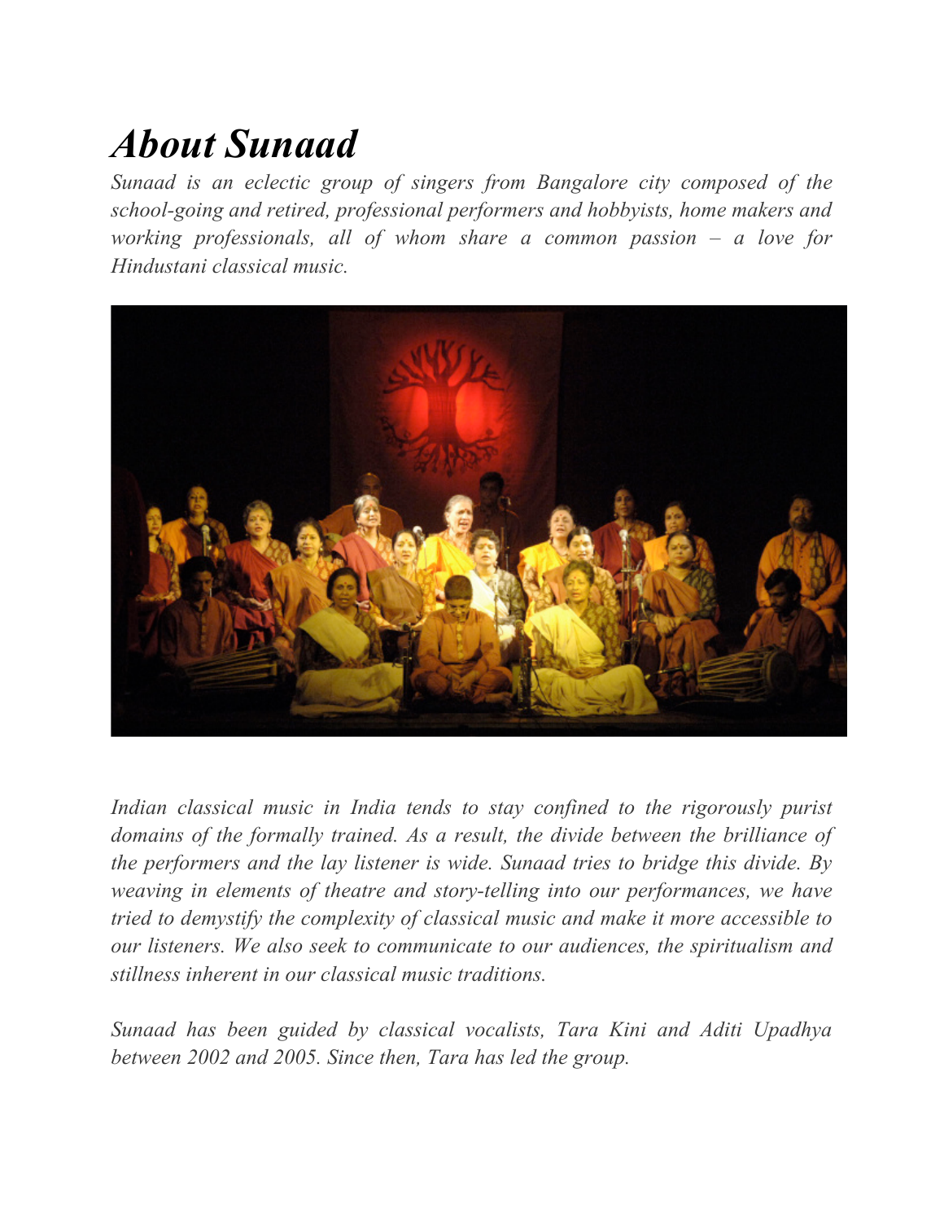# *About Sunaad*

*Sunaad is an eclectic group of singers from Bangalore city composed of the school-going and retired, professional performers and hobbyists, home makers and working professionals, all of whom share a common passion – a love for Hindustani classical music.*

*Indian classical music in India tends to stay confined to the rigorously purist domains of the formally trained. As a result, the divide between the brilliance of the performers and the lay listener is wide. Sunaad tries to bridge this divide. By weaving in elements of theatre and story-telling into our performances, we have tried to demystify the complexity of classical music and make it more accessible to our listeners. We also seek to communicate to our audiences, the spiritualism and stillness inherent in our classical music traditions.*

*Sunaad has been guided by classical vocalists, Tara Kini and Aditi Upadhya between 2002 and 2005. Since then, Tara has led the group.*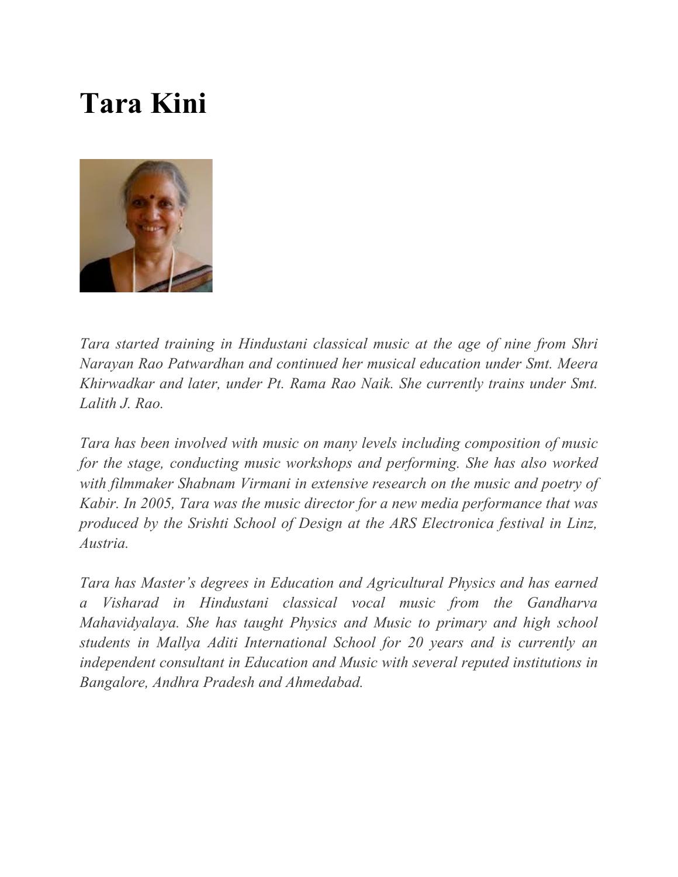# Tara Kini

*Tara started training in Hindustani classical music at the age of nine from Shri Narayan Rao Patwardhan and continued her musical education under Smt. Meera Khirwadkar and later, under Pt. Rama Rao Naik. She currently trains under Smt. Lalith J. Rao.*

*Tara has been involved with music on many levels including composition of music for the stage, conducting music workshops and performing. She has also worked with filmmaker Shabnam Virmani in extensive research on the music and poetry of Kabir. In 2005, Tara was the music director for a new media performance that was produced by the Srishti School of Design at the ARS Electronica festival in Linz, Austria.*

*Tara has Master's degrees in Education and Agricultural Physics and has earned a Visharad in Hindustani classical vocal music from the Gandharva Mahavidyalaya. She has taught Physics and Music to primary and high school students in Mallya Aditi International School for 20 years and is currently an independent consultant in Education and Music with several reputed institutions in Bangalore, Andhra Pradesh and Ahmedabad.*